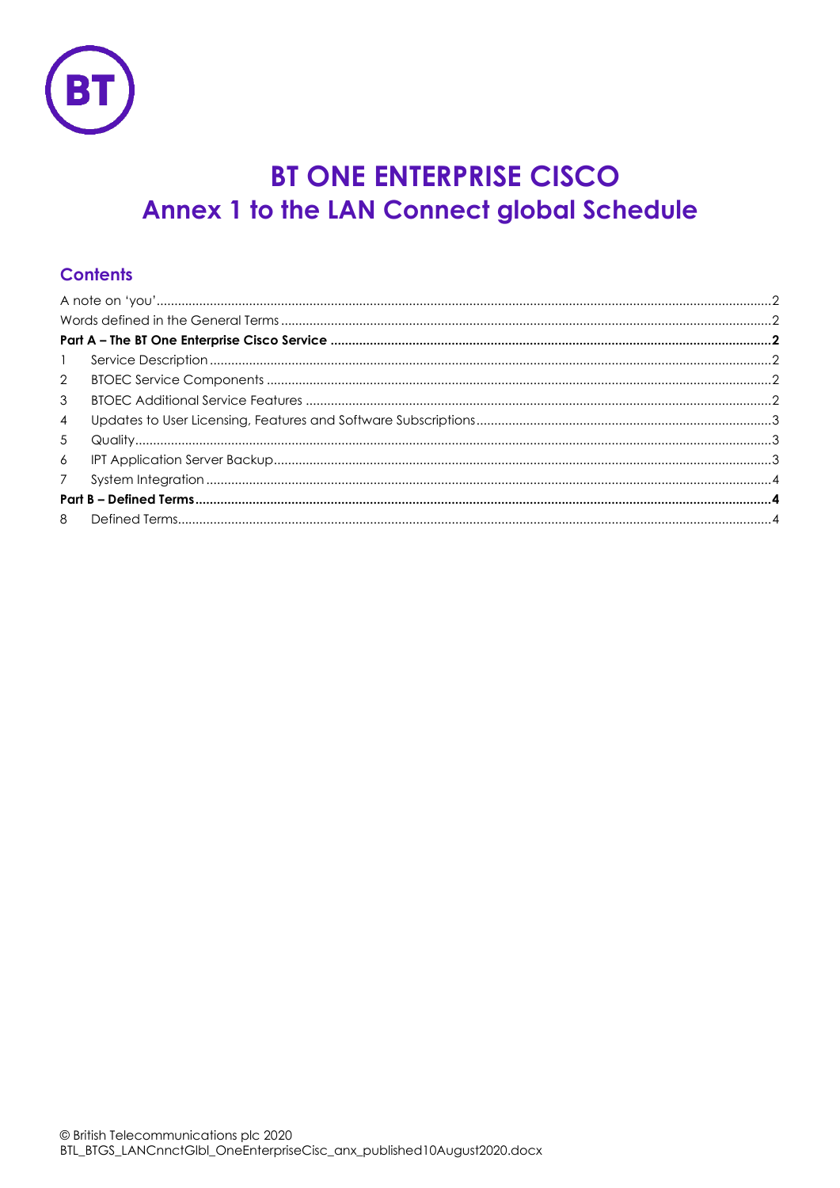# BT ONE ENTERPRISE CISCO
## Annex 1 to the LAN Connect global Schedule

### Contents

A note on 'you' .......... 2
Words defined in the General Terms .......... 2
**Part A – The BT One Enterprise Cisco Service .......... 2**
1 Service Description .......... 2
2 BTOEC Service Components .......... 2
3 BTOEC Additional Service Features .......... 2
4 Updates to User Licensing, Features and Software Subscriptions .......... 3
5 Quality .......... 3
6 IPT Application Server Backup .......... 3
7 System Integration .......... 4
**Part B – Defined Terms .......... 4**
8 Defined Terms .......... 4

© British Telecommunications plc 2020
BTL_BTGS_LANCnnctGlbl_OneEnterpriseCisc_anx_published10August2020.docx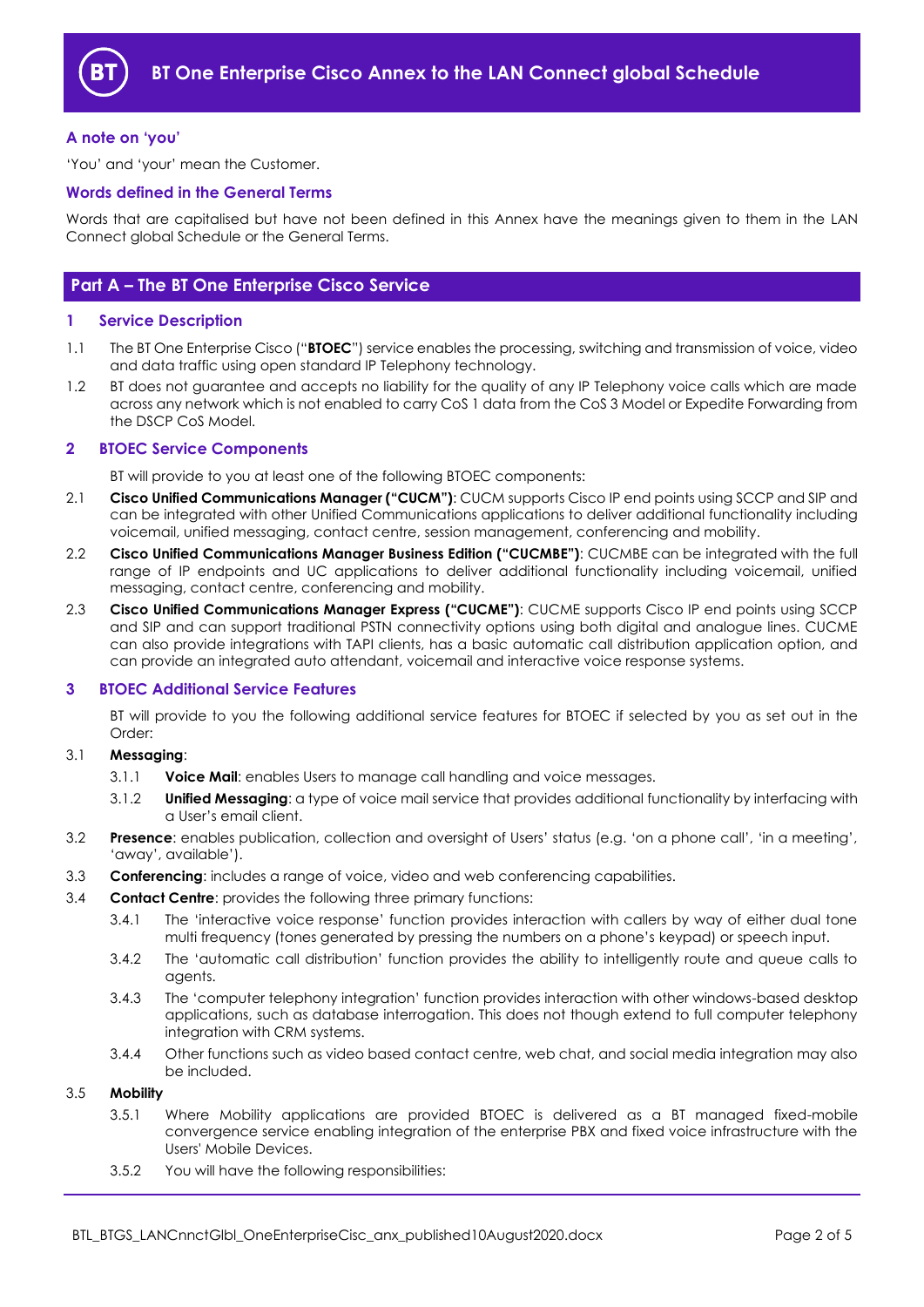# BT One Enterprise Cisco Annex to the LAN Connect global Schedule

### A note on 'you'

'You' and 'your' mean the Customer.

### Words defined in the General Terms

Words that are capitalised but have not been defined in this Annex have the meanings given to them in the LAN Connect global Schedule or the General Terms.

## Part A – The BT One Enterprise Cisco Service

### 1 Service Description

1.1 The BT One Enterprise Cisco ("**BTOEC**") service enables the processing, switching and transmission of voice, video and data traffic using open standard IP Telephony technology.

1.2 BT does not guarantee and accepts no liability for the quality of any IP Telephony voice calls which are made across any network which is not enabled to carry CoS 1 data from the CoS 3 Model or Expedite Forwarding from the DSCP CoS Model.

### 2 BTOEC Service Components

BT will provide to you at least one of the following BTOEC components:

2.1 **Cisco Unified Communications Manager ("CUCM")**: CUCM supports Cisco IP end points using SCCP and SIP and can be integrated with other Unified Communications applications to deliver additional functionality including voicemail, unified messaging, contact centre, session management, conferencing and mobility.

2.2 **Cisco Unified Communications Manager Business Edition ("CUCMBE")**: CUCMBE can be integrated with the full range of IP endpoints and UC applications to deliver additional functionality including voicemail, unified messaging, contact centre, conferencing and mobility.

2.3 **Cisco Unified Communications Manager Express ("CUCME")**: CUCME supports Cisco IP end points using SCCP and SIP and can support traditional PSTN connectivity options using both digital and analogue lines. CUCME can also provide integrations with TAPI clients, has a basic automatic call distribution application option, and can provide an integrated auto attendant, voicemail and interactive voice response systems.

### 3 BTOEC Additional Service Features

BT will provide to you the following additional service features for BTOEC if selected by you as set out in the Order:

3.1 **Messaging**:

3.1.1 **Voice Mail**: enables Users to manage call handling and voice messages.

3.1.2 **Unified Messaging**: a type of voice mail service that provides additional functionality by interfacing with a User's email client.

3.2 **Presence**: enables publication, collection and oversight of Users' status (e.g. 'on a phone call', 'in a meeting', 'away', available').

3.3 **Conferencing**: includes a range of voice, video and web conferencing capabilities.

3.4 **Contact Centre**: provides the following three primary functions:

3.4.1 The 'interactive voice response' function provides interaction with callers by way of either dual tone multi frequency (tones generated by pressing the numbers on a phone's keypad) or speech input.

3.4.2 The 'automatic call distribution' function provides the ability to intelligently route and queue calls to agents.

3.4.3 The 'computer telephony integration' function provides interaction with other windows-based desktop applications, such as database interrogation. This does not though extend to full computer telephony integration with CRM systems.

3.4.4 Other functions such as video based contact centre, web chat, and social media integration may also be included.

3.5 **Mobility**

3.5.1 Where Mobility applications are provided BTOEC is delivered as a BT managed fixed-mobile convergence service enabling integration of the enterprise PBX and fixed voice infrastructure with the Users' Mobile Devices.

3.5.2 You will have the following responsibilities: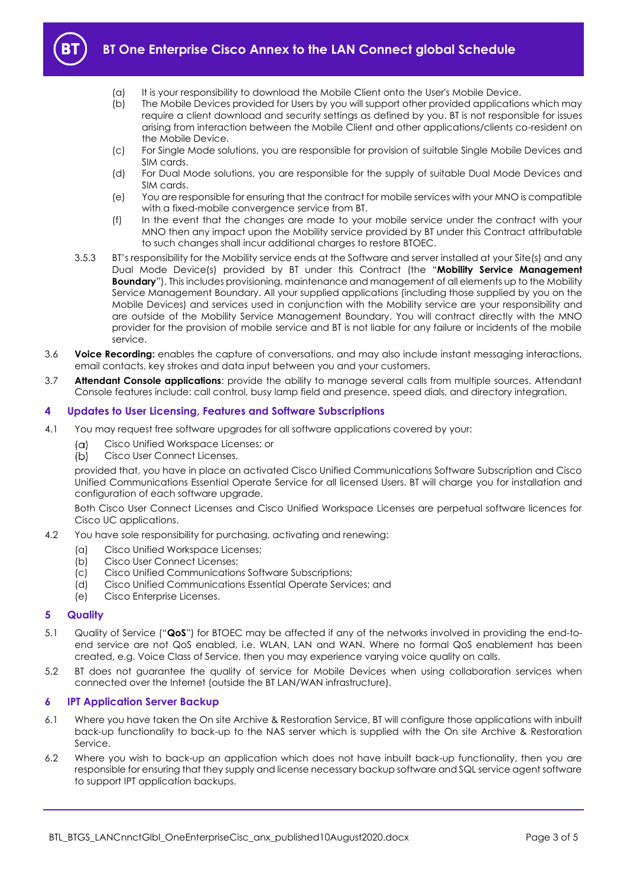(a) It is your responsibility to download the Mobile Client onto the User's Mobile Device.
(b) The Mobile Devices provided for Users by you will support other provided applications which may require a client download and security settings as defined by you. BT is not responsible for issues arising from interaction between the Mobile Client and other applications/clients co-resident on the Mobile Device.
(c) For Single Mode solutions, you are responsible for provision of suitable Single Mobile Devices and SIM cards.
(d) For Dual Mode solutions, you are responsible for the supply of suitable Dual Mode Devices and SIM cards.
(e) You are responsible for ensuring that the contract for mobile services with your MNO is compatible with a fixed-mobile convergence service from BT.
(f) In the event that the changes are made to your mobile service under the contract with your MNO then any impact upon the Mobility service provided by BT under this Contract attributable to such changes shall incur additional charges to restore BTOEC.

3.5.3 BT's responsibility for the Mobility service ends at the Software and server installed at your Site(s) and any Dual Mode Device(s) provided by BT under this Contract (the "**Mobility Service Management Boundary**"). This includes provisioning, maintenance and management of all elements up to the Mobility Service Management Boundary. All your supplied applications (including those supplied by you on the Mobile Devices) and services used in conjunction with the Mobility service are your responsibility and are outside of the Mobility Service Management Boundary. You will contract directly with the MNO provider for the provision of mobile service and BT is not liable for any failure or incidents of the mobile service.

3.6 **Voice Recording:** enables the capture of conversations, and may also include instant messaging interactions, email contacts, key strokes and data input between you and your customers.

3.7 **Attendant Console applications**: provide the ability to manage several calls from multiple sources. Attendant Console features include: call control, busy lamp field and presence, speed dials, and directory integration.

## 4 Updates to User Licensing, Features and Software Subscriptions

4.1 You may request free software upgrades for all software applications covered by your:

(a) Cisco Unified Workspace Licenses; or
(b) Cisco User Connect Licenses,

provided that, you have in place an activated Cisco Unified Communications Software Subscription and Cisco Unified Communications Essential Operate Service for all licensed Users. BT will charge you for installation and configuration of each software upgrade.

Both Cisco User Connect Licenses and Cisco Unified Workspace Licenses are perpetual software licences for Cisco UC applications.

4.2 You have sole responsibility for purchasing, activating and renewing:

(a) Cisco Unified Workspace Licenses;
(b) Cisco User Connect Licenses;
(c) Cisco Unified Communications Software Subscriptions;
(d) Cisco Unified Communications Essential Operate Services; and
(e) Cisco Enterprise Licenses.

## 5 Quality

5.1 Quality of Service ("**QoS**") for BTOEC may be affected if any of the networks involved in providing the end-to-end service are not QoS enabled, i.e. WLAN, LAN and WAN. Where no formal QoS enablement has been created, e.g. Voice Class of Service, then you may experience varying voice quality on calls.

5.2 BT does not guarantee the quality of service for Mobile Devices when using collaboration services when connected over the Internet (outside the BT LAN/WAN infrastructure).

## 6 IPT Application Server Backup

6.1 Where you have taken the On site Archive & Restoration Service, BT will configure those applications with inbuilt back-up functionality to back-up to the NAS server which is supplied with the On site Archive & Restoration Service.

6.2 Where you wish to back-up an application which does not have inbuilt back-up functionality, then you are responsible for ensuring that they supply and license necessary backup software and SQL service agent software to support IPT application backups.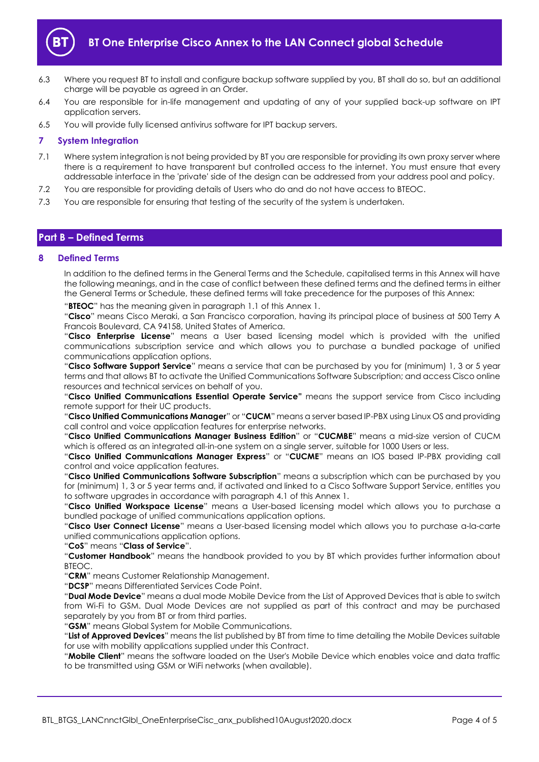6.3 Where you request BT to install and configure backup software supplied by you, BT shall do so, but an additional charge will be payable as agreed in an Order.

6.4 You are responsible for in-life management and updating of any of your supplied back-up software on IPT application servers.

6.5 You will provide fully licensed antivirus software for IPT backup servers.

## 7 System Integration

7.1 Where system integration is not being provided by BT you are responsible for providing its own proxy server where there is a requirement to have transparent but controlled access to the internet. You must ensure that every addressable interface in the 'private' side of the design can be addressed from your address pool and policy.

7.2 You are responsible for providing details of Users who do and do not have access to BTEOC.

7.3 You are responsible for ensuring that testing of the security of the system is undertaken.

# Part B – Defined Terms

## 8 Defined Terms

In addition to the defined terms in the General Terms and the Schedule, capitalised terms in this Annex will have the following meanings, and in the case of conflict between these defined terms and the defined terms in either the General Terms or Schedule, these defined terms will take precedence for the purposes of this Annex:

"**BTEOC**" has the meaning given in paragraph 1.1 of this Annex 1.

"**Cisco**" means Cisco Meraki, a San Francisco corporation, having its principal place of business at 500 Terry A Francois Boulevard, CA 94158, United States of America.

"**Cisco Enterprise License**" means a User based licensing model which is provided with the unified communications subscription service and which allows you to purchase a bundled package of unified communications application options.

"**Cisco Software Support Service**" means a service that can be purchased by you for (minimum) 1, 3 or 5 year terms and that allows BT to activate the Unified Communications Software Subscription; and access Cisco online resources and technical services on behalf of you.

"**Cisco Unified Communications Essential Operate Service"** means the support service from Cisco including remote support for their UC products.

"**Cisco Unified Communications Manager**" or "**CUCM**" means a server based IP-PBX using Linux OS and providing call control and voice application features for enterprise networks.

"**Cisco Unified Communications Manager Business Edition**" or "**CUCMBE**" means a mid-size version of CUCM which is offered as an integrated all-in-one system on a single server, suitable for 1000 Users or less.

"**Cisco Unified Communications Manager Express**" or "**CUCME**" means an IOS based IP-PBX providing call control and voice application features.

"**Cisco Unified Communications Software Subscription**" means a subscription which can be purchased by you for (minimum) 1, 3 or 5 year terms and, if activated and linked to a Cisco Software Support Service, entitles you to software upgrades in accordance with paragraph 4.1 of this Annex 1.

"**Cisco Unified Workspace License**" means a User-based licensing model which allows you to purchase a bundled package of unified communications application options.

"**Cisco User Connect License**" means a User-based licensing model which allows you to purchase a-la-carte unified communications application options.

"**CoS**" means "**Class of Service**".

"**Customer Handbook**" means the handbook provided to you by BT which provides further information about BTEOC.

"**CRM**" means Customer Relationship Management.

"**DCSP**" means Differentiated Services Code Point.

"**Dual Mode Device**" means a dual mode Mobile Device from the List of Approved Devices that is able to switch from Wi-Fi to GSM. Dual Mode Devices are not supplied as part of this contract and may be purchased separately by you from BT or from third parties.

"**GSM**" means Global System for Mobile Communications.

"**List of Approved Devices**" means the list published by BT from time to time detailing the Mobile Devices suitable for use with mobility applications supplied under this Contract.

"**Mobile Client**" means the software loaded on the User's Mobile Device which enables voice and data traffic to be transmitted using GSM or WiFi networks (when available).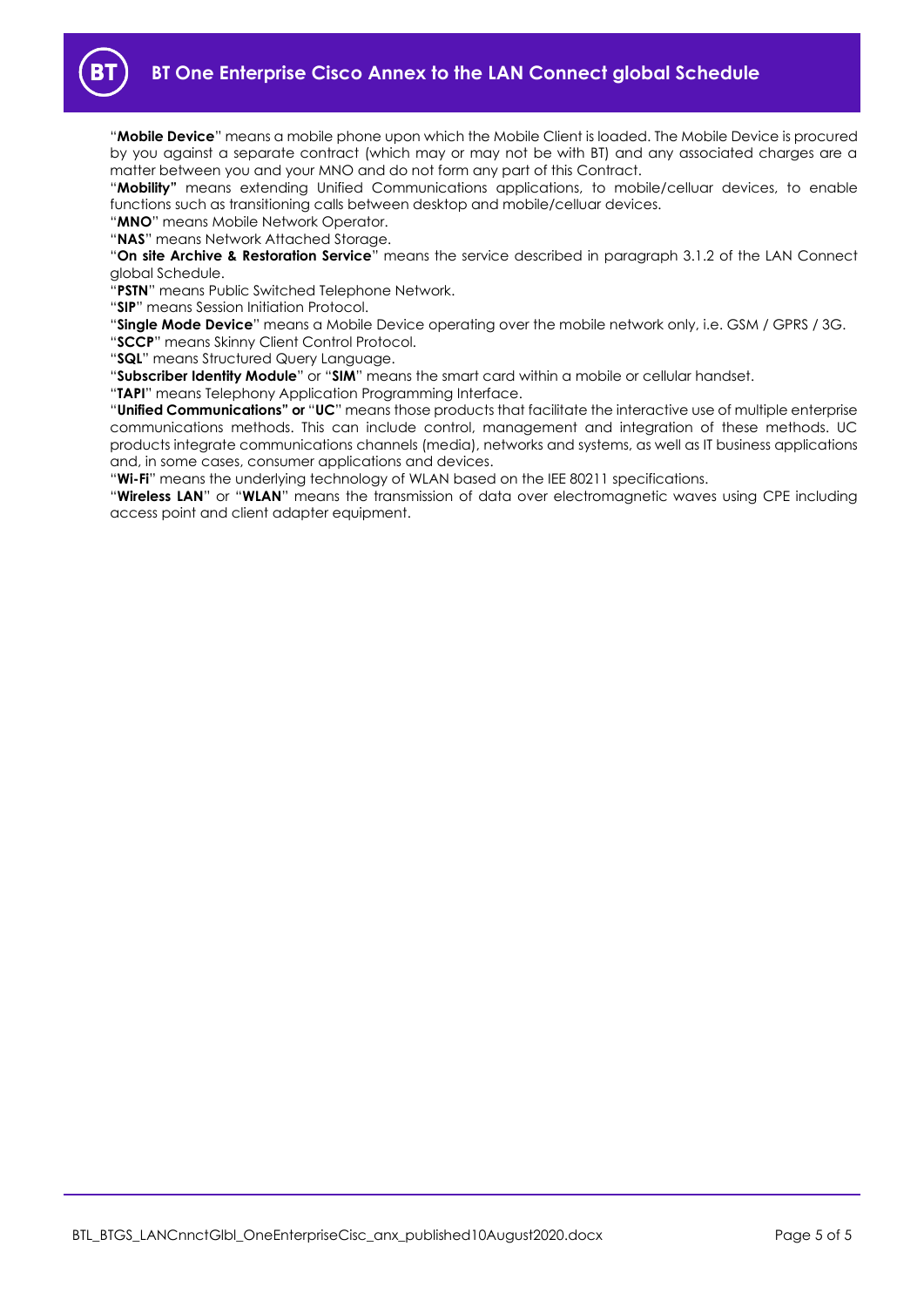"**Mobile Device**" means a mobile phone upon which the Mobile Client is loaded. The Mobile Device is procured by you against a separate contract (which may or may not be with BT) and any associated charges are a matter between you and your MNO and do not form any part of this Contract.

"**Mobility"** means extending Unified Communications applications, to mobile/celluar devices, to enable functions such as transitioning calls between desktop and mobile/celluar devices.

"**MNO**" means Mobile Network Operator.

"**NAS**" means Network Attached Storage.

"**On site Archive & Restoration Service**" means the service described in paragraph 3.1.2 of the LAN Connect global Schedule.

"**PSTN**" means Public Switched Telephone Network.

"**SIP**" means Session Initiation Protocol.

"**Single Mode Device**" means a Mobile Device operating over the mobile network only, i.e. GSM / GPRS / 3G.

"**SCCP**" means Skinny Client Control Protocol.

"**SQL**" means Structured Query Language.

"**Subscriber Identity Module**" or "**SIM**" means the smart card within a mobile or cellular handset.

"**TAPI**" means Telephony Application Programming Interface.

"**Unified Communications" or** "**UC**" means those products that facilitate the interactive use of multiple enterprise communications methods. This can include control, management and integration of these methods. UC products integrate communications channels (media), networks and systems, as well as IT business applications and, in some cases, consumer applications and devices.

"**Wi-Fi**" means the underlying technology of WLAN based on the IEE 80211 specifications.

"**Wireless LAN**" or "**WLAN**" means the transmission of data over electromagnetic waves using CPE including access point and client adapter equipment.